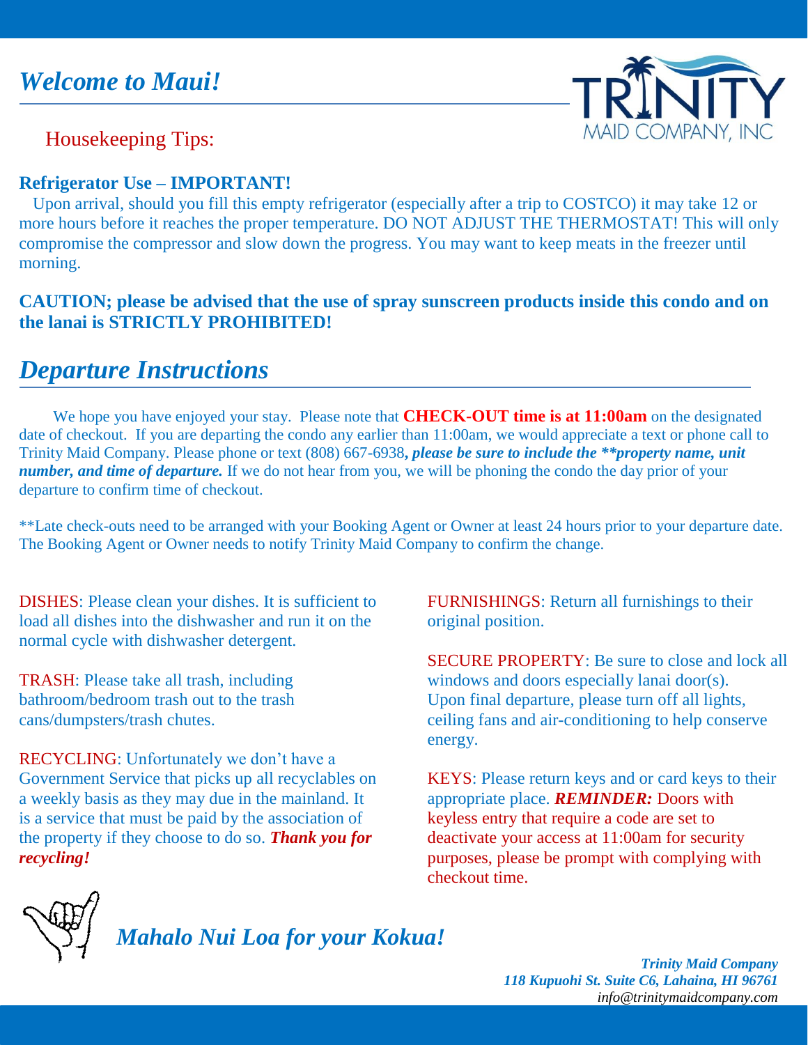# *Welcome to Maui!*

TRINITY MAID COMPANY, INC

## Housekeeping Tips:

**Refrigerator Use – IMPORTANT!**

Upon arrival, should you fill this empty refrigerator (especially after a trip to COSTCO) it may take 12 or more hours before it reaches the proper temperature. DO NOT ADJUST THE THERMOSTAT! This will only compromise the compressor and slow down the progress. You may want to keep meats in the freezer until morning.

**CAUTION; please be advised that the use of spray sunscreen products inside this condo and on the lanai is STRICTLY PROHIBITED!**

# *Departure Instructions*

We hope you have enjoyed your stay. Please note that **CHECK-OUT time is at 11:00am** on the designated date of checkout. If you are departing the condo any earlier than 11:00am, we would appreciate a text or phone call to Trinity Maid Company. Please phone or text (808) 667-6938***, please be sure to include the **property name, unit number, and time of departure.*** If we do not hear from you, we will be phoning the condo the day prior of your departure to confirm time of checkout.

**Late check-outs need to be arranged with your Booking Agent or Owner at least 24 hours prior to your departure date. The Booking Agent or Owner needs to notify Trinity Maid Company to confirm the change.

DISHES: Please clean your dishes. It is sufficient to load all dishes into the dishwasher and run it on the normal cycle with dishwasher detergent.

TRASH: Please take all trash, including bathroom/bedroom trash out to the trash cans/dumpsters/trash chutes.

RECYCLING: Unfortunately we don't have a Government Service that picks up all recyclables on a weekly basis as they may due in the mainland. It is a service that must be paid by the association of the property if they choose to do so. ***Thank you for recycling!***

FURNISHINGS: Return all furnishings to their original position.

SECURE PROPERTY: Be sure to close and lock all windows and doors especially lanai door(s). Upon final departure, please turn off all lights, ceiling fans and air-conditioning to help conserve energy.

KEYS: Please return keys and or card keys to their appropriate place. ***REMINDER:*** Doors with keyless entry that require a code are set to deactivate your access at 11:00am for security purposes, please be prompt with complying with checkout time.

## *Mahalo Nui Loa for your Kokua!*

***Trinity Maid Company***
***118 Kupuohi St. Suite C6, Lahaina, HI 96761***
*info@trinitymaidcompany.com*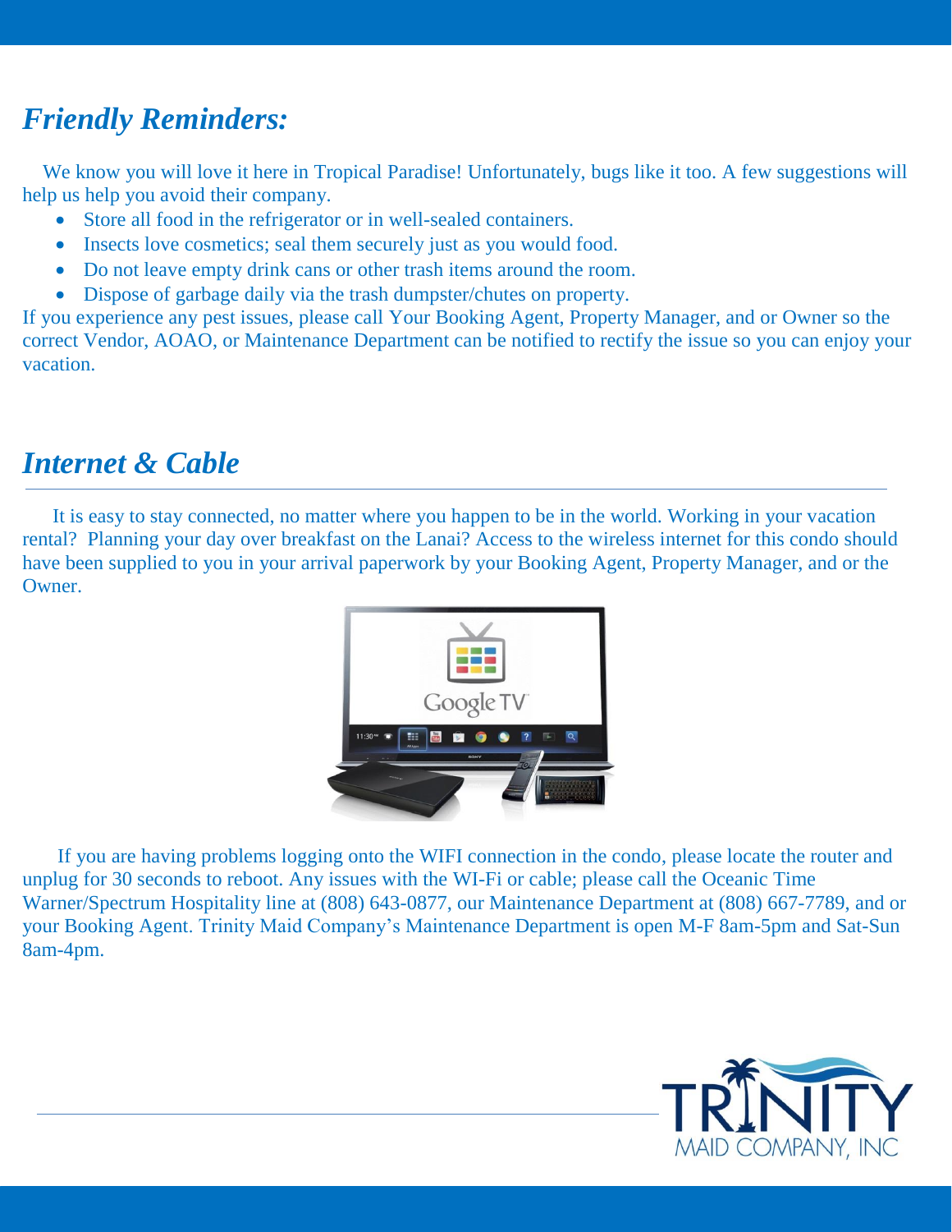## *Friendly Reminders:*

We know you will love it here in Tropical Paradise! Unfortunately, bugs like it too. A few suggestions will help us help you avoid their company.

- Store all food in the refrigerator or in well-sealed containers.
- Insects love cosmetics; seal them securely just as you would food.
- Do not leave empty drink cans or other trash items around the room.
- Dispose of garbage daily via the trash dumpster/chutes on property.

If you experience any pest issues, please call Your Booking Agent, Property Manager, and or Owner so the correct Vendor, AOAO, or Maintenance Department can be notified to rectify the issue so you can enjoy your vacation.

## *Internet & Cable*

It is easy to stay connected, no matter where you happen to be in the world. Working in your vacation rental? Planning your day over breakfast on the Lanai? Access to the wireless internet for this condo should have been supplied to you in your arrival paperwork by your Booking Agent, Property Manager, and or the Owner.

If you are having problems logging onto the WIFI connection in the condo, please locate the router and unplug for 30 seconds to reboot. Any issues with the WI-Fi or cable; please call the Oceanic Time Warner/Spectrum Hospitality line at (808) 643-0877, our Maintenance Department at (808) 667-7789, and or your Booking Agent. Trinity Maid Company's Maintenance Department is open M-F 8am-5pm and Sat-Sun 8am-4pm.

TRINITY MAID COMPANY, INC